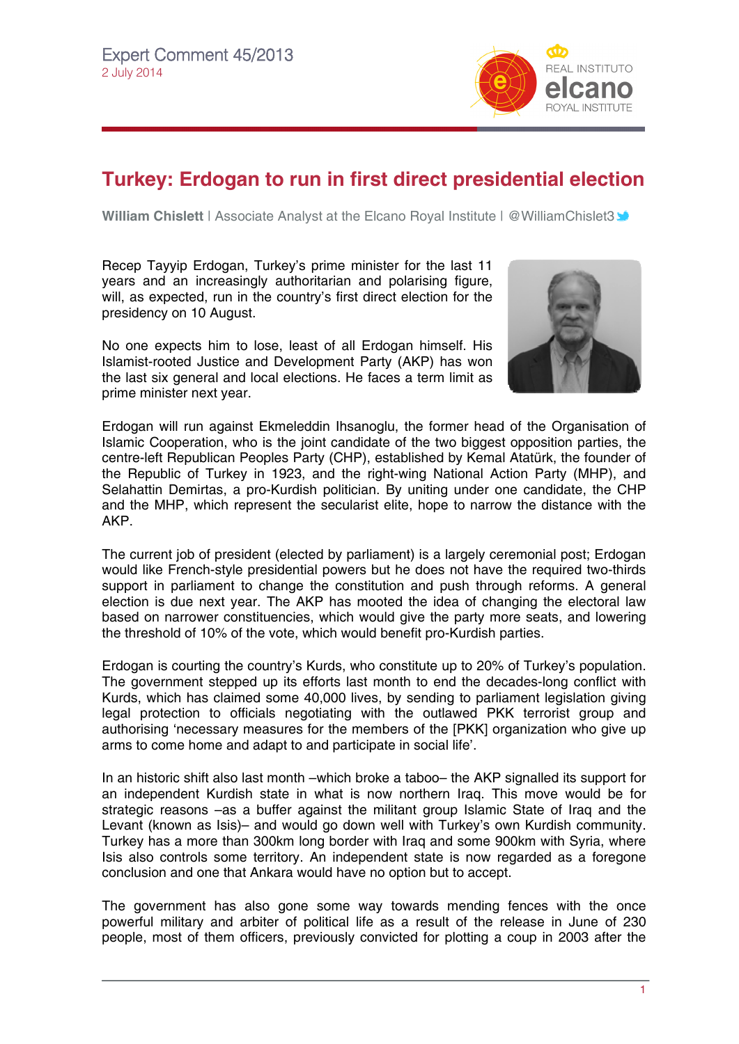Expert Comment 45/2013
2 July 2014

# Turkey: Erdogan to run in first direct presidential election

**William Chislett** | Associate Analyst at the Elcano Royal Institute | @WilliamChislet3

Recep Tayyip Erdogan, Turkey's prime minister for the last 11 years and an increasingly authoritarian and polarising figure, will, as expected, run in the country's first direct election for the presidency on 10 August.

No one expects him to lose, least of all Erdogan himself. His Islamist-rooted Justice and Development Party (AKP) has won the last six general and local elections. He faces a term limit as prime minister next year.

Erdogan will run against Ekmeleddin Ihsanoglu, the former head of the Organisation of Islamic Cooperation, who is the joint candidate of the two biggest opposition parties, the centre-left Republican Peoples Party (CHP), established by Kemal Atatürk, the founder of the Republic of Turkey in 1923, and the right-wing National Action Party (MHP), and Selahattin Demirtas, a pro-Kurdish politician. By uniting under one candidate, the CHP and the MHP, which represent the secularist elite, hope to narrow the distance with the AKP.

The current job of president (elected by parliament) is a largely ceremonial post; Erdogan would like French-style presidential powers but he does not have the required two-thirds support in parliament to change the constitution and push through reforms. A general election is due next year. The AKP has mooted the idea of changing the electoral law based on narrower constituencies, which would give the party more seats, and lowering the threshold of 10% of the vote, which would benefit pro-Kurdish parties.

Erdogan is courting the country's Kurds, who constitute up to 20% of Turkey's population. The government stepped up its efforts last month to end the decades-long conflict with Kurds, which has claimed some 40,000 lives, by sending to parliament legislation giving legal protection to officials negotiating with the outlawed PKK terrorist group and authorising 'necessary measures for the members of the [PKK] organization who give up arms to come home and adapt to and participate in social life'.

In an historic shift also last month –which broke a taboo– the AKP signalled its support for an independent Kurdish state in what is now northern Iraq. This move would be for strategic reasons –as a buffer against the militant group Islamic State of Iraq and the Levant (known as Isis)– and would go down well with Turkey's own Kurdish community. Turkey has a more than 300km long border with Iraq and some 900km with Syria, where Isis also controls some territory. An independent state is now regarded as a foregone conclusion and one that Ankara would have no option but to accept.

The government has also gone some way towards mending fences with the once powerful military and arbiter of political life as a result of the release in June of 230 people, most of them officers, previously convicted for plotting a coup in 2003 after the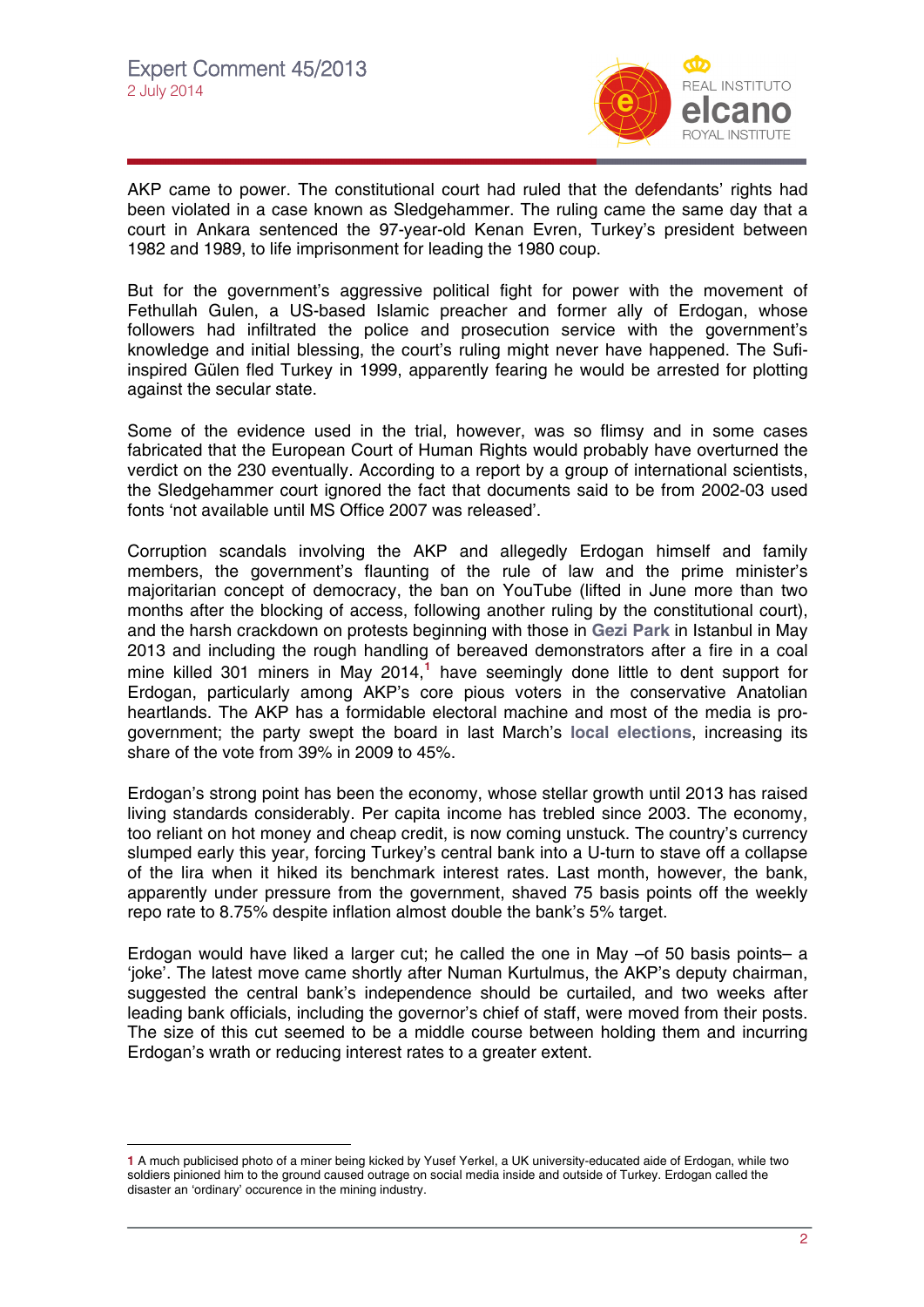AKP came to power. The constitutional court had ruled that the defendants' rights had been violated in a case known as Sledgehammer. The ruling came the same day that a court in Ankara sentenced the 97-year-old Kenan Evren, Turkey's president between 1982 and 1989, to life imprisonment for leading the 1980 coup.

But for the government's aggressive political fight for power with the movement of Fethullah Gulen, a US-based Islamic preacher and former ally of Erdogan, whose followers had infiltrated the police and prosecution service with the government's knowledge and initial blessing, the court's ruling might never have happened. The Sufi-inspired Gülen fled Turkey in 1999, apparently fearing he would be arrested for plotting against the secular state.

Some of the evidence used in the trial, however, was so flimsy and in some cases fabricated that the European Court of Human Rights would probably have overturned the verdict on the 230 eventually. According to a report by a group of international scientists, the Sledgehammer court ignored the fact that documents said to be from 2002-03 used fonts 'not available until MS Office 2007 was released'.

Corruption scandals involving the AKP and allegedly Erdogan himself and family members, the government's flaunting of the rule of law and the prime minister's majoritarian concept of democracy, the ban on YouTube (lifted in June more than two months after the blocking of access, following another ruling by the constitutional court), and the harsh crackdown on protests beginning with those in **Gezi Park** in Istanbul in May 2013 and including the rough handling of bereaved demonstrators after a fire in a coal mine killed 301 miners in May 2014,[1] have seemingly done little to dent support for Erdogan, particularly among AKP's core pious voters in the conservative Anatolian heartlands. The AKP has a formidable electoral machine and most of the media is pro-government; the party swept the board in last March's **local elections**, increasing its share of the vote from 39% in 2009 to 45%.

Erdogan's strong point has been the economy, whose stellar growth until 2013 has raised living standards considerably. Per capita income has trebled since 2003. The economy, too reliant on hot money and cheap credit, is now coming unstuck. The country's currency slumped early this year, forcing Turkey's central bank into a U-turn to stave off a collapse of the lira when it hiked its benchmark interest rates. Last month, however, the bank, apparently under pressure from the government, shaved 75 basis points off the weekly repo rate to 8.75% despite inflation almost double the bank's 5% target.

Erdogan would have liked a larger cut; he called the one in May –of 50 basis points– a 'joke'. The latest move came shortly after Numan Kurtulmus, the AKP's deputy chairman, suggested the central bank's independence should be curtailed, and two weeks after leading bank officials, including the governor's chief of staff, were moved from their posts. The size of this cut seemed to be a middle course between holding them and incurring Erdogan's wrath or reducing interest rates to a greater extent.

---

[1] A much publicised photo of a miner being kicked by Yusef Yerkel, a UK university-educated aide of Erdogan, while two soldiers pinioned him to the ground caused outrage on social media inside and outside of Turkey. Erdogan called the disaster an 'ordinary' occurence in the mining industry.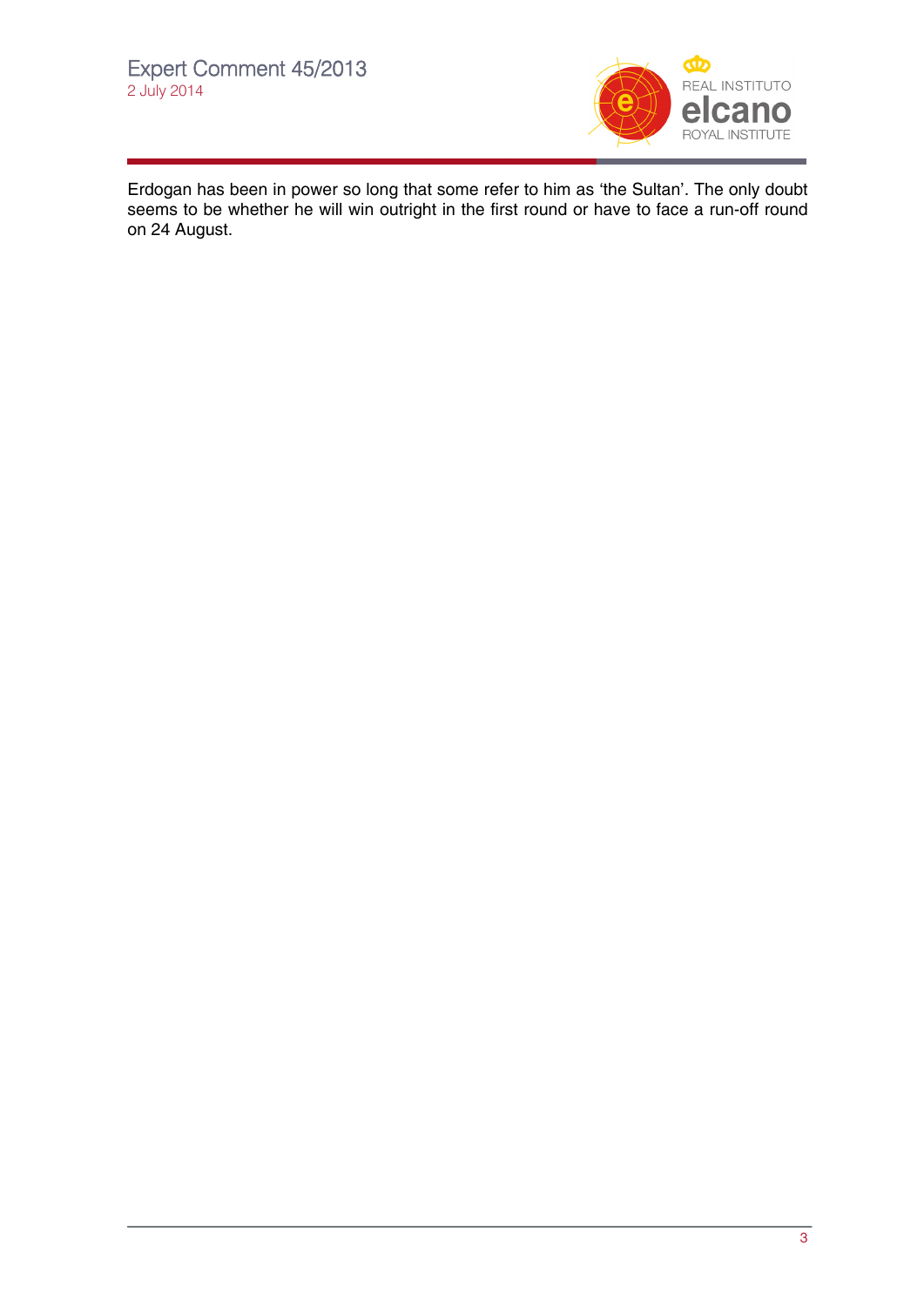Erdogan has been in power so long that some refer to him as 'the Sultan'. The only doubt seems to be whether he will win outright in the first round or have to face a run-off round on 24 August.